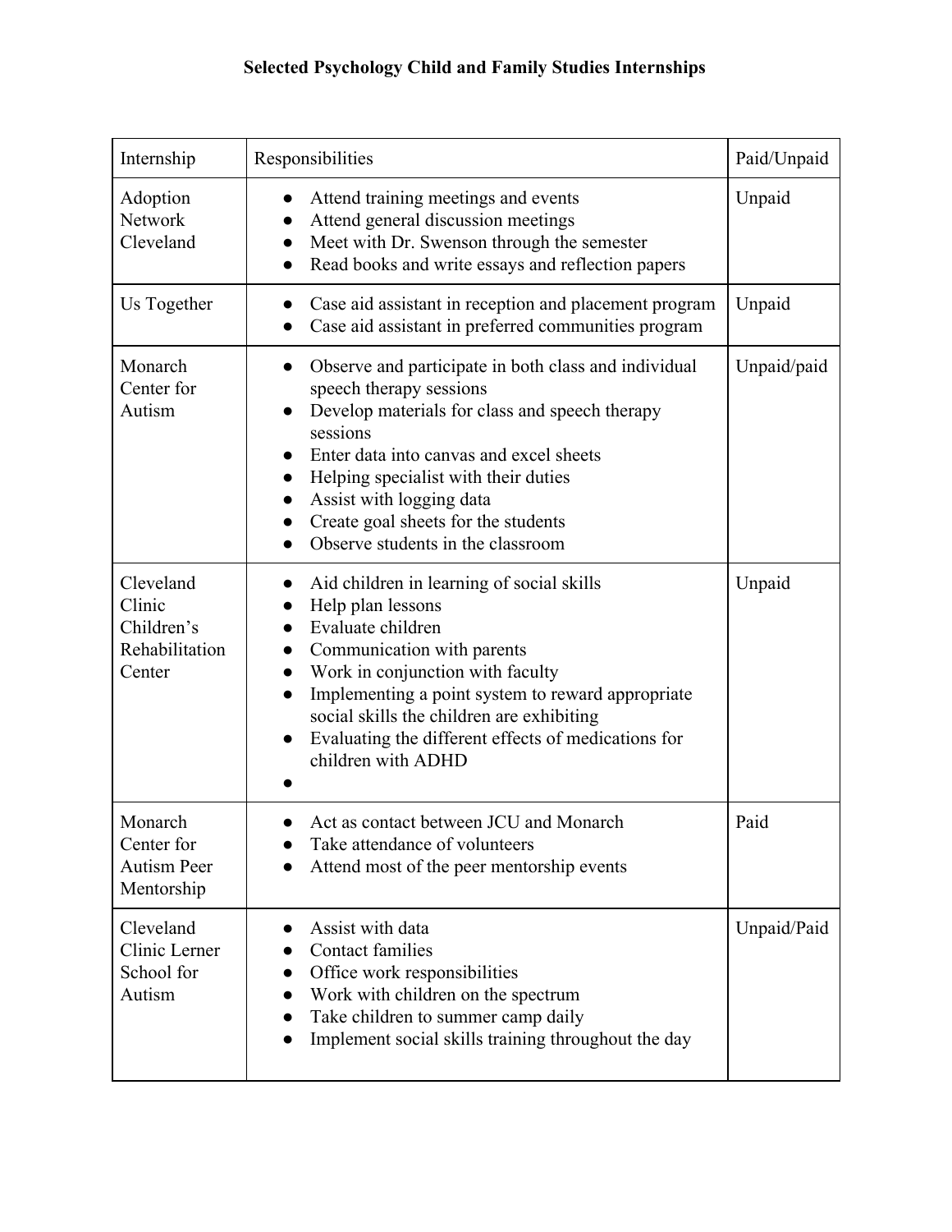# Selected Psychology Child and Family Studies Internships

| Internship | Responsibilities | Paid/Unpaid |
|---|---|---|
| Adoption Network Cleveland | • Attend training meetings and events<br>• Attend general discussion meetings<br>• Meet with Dr. Swenson through the semester<br>• Read books and write essays and reflection papers | Unpaid |
| Us Together | • Case aid assistant in reception and placement program<br>• Case aid assistant in preferred communities program | Unpaid |
| Monarch Center for Autism | • Observe and participate in both class and individual speech therapy sessions<br>• Develop materials for class and speech therapy sessions<br>• Enter data into canvas and excel sheets<br>• Helping specialist with their duties<br>• Assist with logging data<br>• Create goal sheets for the students<br>• Observe students in the classroom | Unpaid/paid |
| Cleveland Clinic Children's Rehabilitation Center | • Aid children in learning of social skills<br>• Help plan lessons<br>• Evaluate children<br>• Communication with parents<br>• Work in conjunction with faculty<br>• Implementing a point system to reward appropriate social skills the children are exhibiting<br>• Evaluating the different effects of medications for children with ADHD<br>• | Unpaid |
| Monarch Center for Autism Peer Mentorship | • Act as contact between JCU and Monarch<br>• Take attendance of volunteers<br>• Attend most of the peer mentorship events | Paid |
| Cleveland Clinic Lerner School for Autism | • Assist with data<br>• Contact families<br>• Office work responsibilities<br>• Work with children on the spectrum<br>• Take children to summer camp daily<br>• Implement social skills training throughout the day | Unpaid/Paid |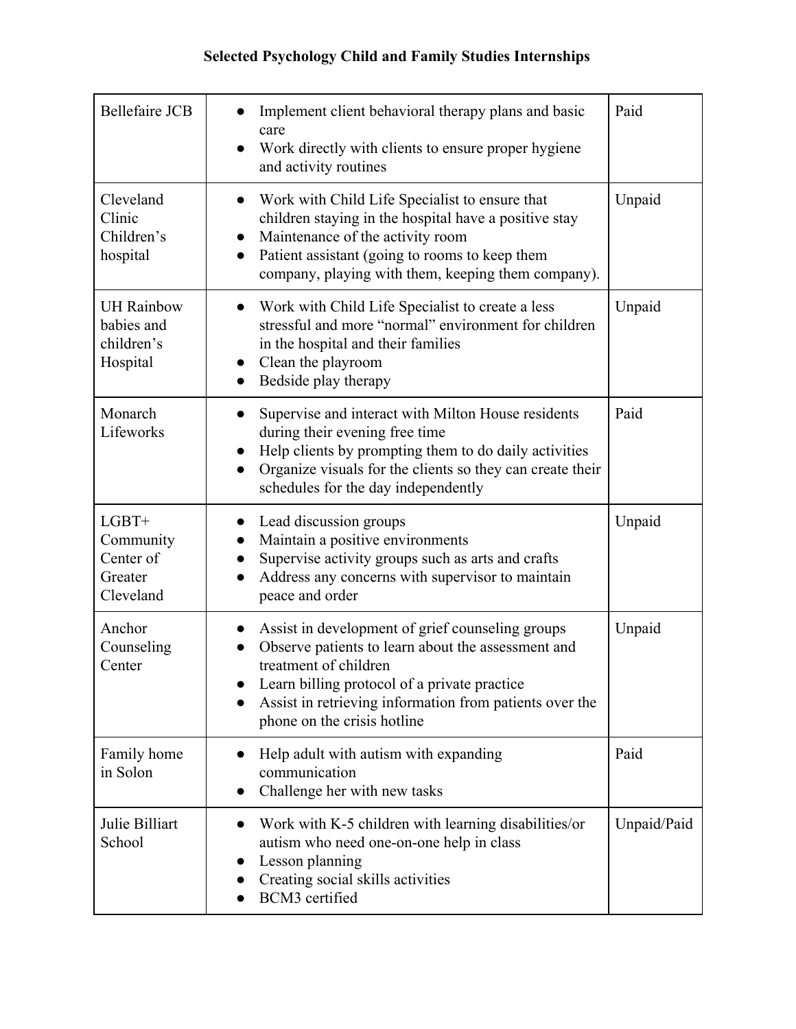**Selected Psychology Child and Family Studies Internships**

| | | |
|---|---|---|
| Bellefaire JCB | • Implement client behavioral therapy plans and basic care<br>• Work directly with clients to ensure proper hygiene and activity routines | Paid |
| Cleveland Clinic Children's hospital | • Work with Child Life Specialist to ensure that children staying in the hospital have a positive stay<br>• Maintenance of the activity room<br>• Patient assistant (going to rooms to keep them company, playing with them, keeping them company). | Unpaid |
| UH Rainbow babies and children's Hospital | • Work with Child Life Specialist to create a less stressful and more "normal" environment for children in the hospital and their families<br>• Clean the playroom<br>• Bedside play therapy | Unpaid |
| Monarch Lifeworks | • Supervise and interact with Milton House residents during their evening free time<br>• Help clients by prompting them to do daily activities<br>• Organize visuals for the clients so they can create their schedules for the day independently | Paid |
| LGBT+ Community Center of Greater Cleveland | • Lead discussion groups<br>• Maintain a positive environments<br>• Supervise activity groups such as arts and crafts<br>• Address any concerns with supervisor to maintain peace and order | Unpaid |
| Anchor Counseling Center | • Assist in development of grief counseling groups<br>• Observe patients to learn about the assessment and treatment of children<br>• Learn billing protocol of a private practice<br>• Assist in retrieving information from patients over the phone on the crisis hotline | Unpaid |
| Family home in Solon | • Help adult with autism with expanding communication<br>• Challenge her with new tasks | Paid |
| Julie Billiart School | • Work with K-5 children with learning disabilities/or autism who need one-on-one help in class<br>• Lesson planning<br>• Creating social skills activities<br>• BCM3 certified | Unpaid/Paid |